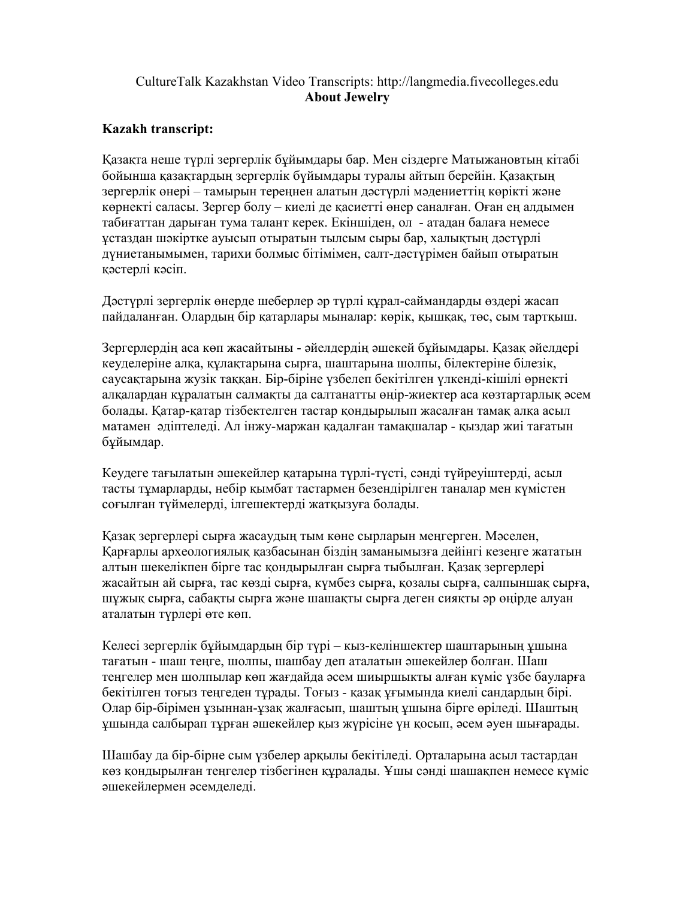CultureTalk Kazakhstan Video Transcripts: http://langmedia.fivecolleges.edu

**About Jewelry**

**Kazakh transcript:**

Қазақта неше түрлі зергерлік бұйымдары бар. Мен сіздерге Матыжановтың кітабі бойынша қазақтардың зергерлік бүйымдары туралы айтып берейін. Қазақтың зергерлік өнері – тамырын тереңнен алатын дәстүрлі мәдениеттің көрікті және көрнекті саласы. Зергер болу – киелі де қасиетті өнер саналған. Оған ең алдымен табиғаттан дарыған тума талант керек. Екіншіден, ол - атадан балаға немесе ұстаздан шәкіртке ауысып отыратын тылсым сыры бар, халықтың дәстүрлі дүниетанымымен, тарихи болмыс бітімімен, салт-дәстүрімен байып отыратын қәстерлі кәсіп.

Дәстүрлі зергерлік өнерде шеберлер әр түрлі құрал-саймандарды өздері жасап пайдаланған. Олардың бір қатарлары мыналар: көрік, қышқақ, төс, сым тартқыш.

Зергерлердің аса көп жасайтыны - әйелдердің әшекей бұйымдары. Қазақ әйелдері кеуделеріне алқа, құлақтарына сырға, шаштарына шолпы, білектеріне білезік, саусақтарына жузік таққан. Бір-біріне үзбелеп бекітілген үлкенді-кішілі өрнекті алқалардан құралатын салмақты да салтанатты өңір-жиектер аса көзтартарлық әсем болады. Қатар-қатар тізбектелген тастар қондырылып жасалған тамақ алқа асыл матамен әдіптеледі. Ал інжу-маржан қадалған тамақшалар - қыздар жиі тағатын бұйымдар.

Кеудеге тағылатын әшекейлер қатарына түрлі-түсті, сәнді түйреуіштерді, асыл тасты тұмарларды, небір қымбат тастармен безендірілген таналар мен күмістен соғылған түймелерді, ілгешектерді жатқызуға болады.

Қазақ зергерлері сырға жасаудың тым көне сырларын меңгерген. Мәселен, Қарғарлы археологиялық қазбасынан біздің заманымызға дейінгі кезеңге жататын алтын шекелікпен бірге тас қондырылған сырға тыбылған. Қазақ зергерлері жасайтын ай сырға, тас көзді сырға, күмбез сырға, қозалы сырға, салпыншақ сырға, шұжық сырға, сабақты сырға және шашақты сырға деген сияқты әр өңірде алуан аталатын түрлері өте көп.

Келесі зергерлік бұйымдардың бір түрі – кыз-келіншектер шаштарының ұшына тағатын - шаш теңге, шолпы, шашбау деп аталатын әшекейлер болған. Шаш теңгелер мен шолпылар көп жағдайда әсем шиыршықты алған күміс үзбе бауларға бекітілген тоғыз теңгеден тұрады. Тоғыз - қазақ ұғымында киелі сандардың бірі. Олар бір-бірімен ұзыннан-ұзақ жалғасып, шаштың ұшына бірге өріледі. Шаштың ұшында салбырап тұрған әшекейлер қыз жүрісіне үн қосып, әсем әуен шығарады.

Шашбау да бір-бірне сым үзбелер арқылы бекітіледі. Орталарына асыл тастардан көз қондырылған теңгелер тізбегінен құралады. Ұшы сәнді шашақпен немесе күміс әшекейлермен әсемделеді.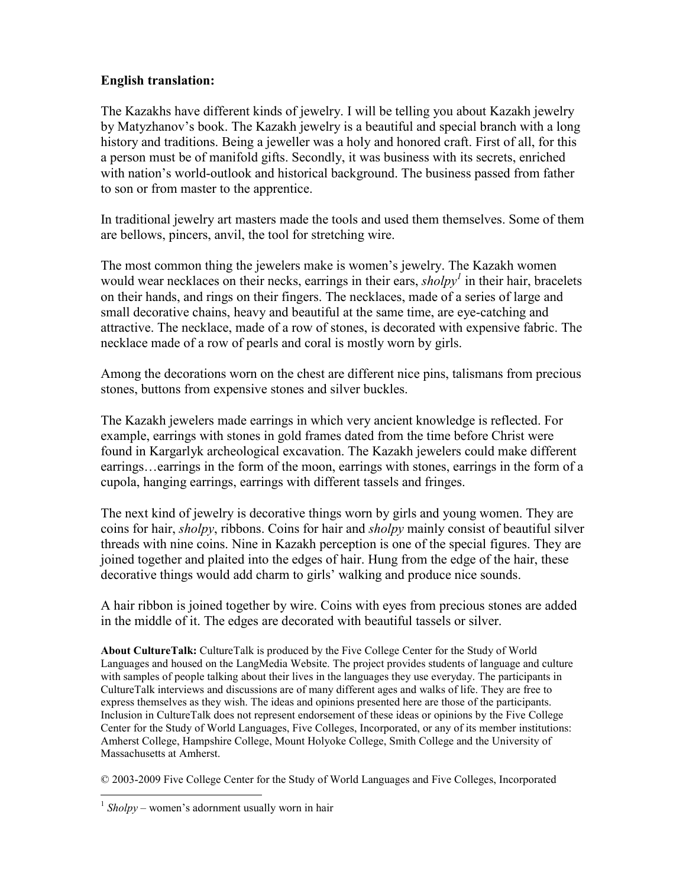**English translation:**

The Kazakhs have different kinds of jewelry. I will be telling you about Kazakh jewelry by Matyzhanov's book. The Kazakh jewelry is a beautiful and special branch with a long history and traditions. Being a jeweller was a holy and honored craft. First of all, for this a person must be of manifold gifts. Secondly, it was business with its secrets, enriched with nation's world-outlook and historical background. The business passed from father to son or from master to the apprentice.

In traditional jewelry art masters made the tools and used them themselves. Some of them are bellows, pincers, anvil, the tool for stretching wire.

The most common thing the jewelers make is women's jewelry. The Kazakh women would wear necklaces on their necks, earrings in their ears, *sholpy*[1] in their hair, bracelets on their hands, and rings on their fingers. The necklaces, made of a series of large and small decorative chains, heavy and beautiful at the same time, are eye-catching and attractive. The necklace, made of a row of stones, is decorated with expensive fabric. The necklace made of a row of pearls and coral is mostly worn by girls.

Among the decorations worn on the chest are different nice pins, talismans from precious stones, buttons from expensive stones and silver buckles.

The Kazakh jewelers made earrings in which very ancient knowledge is reflected. For example, earrings with stones in gold frames dated from the time before Christ were found in Kargarlyk archeological excavation. The Kazakh jewelers could make different earrings…earrings in the form of the moon, earrings with stones, earrings in the form of a cupola, hanging earrings, earrings with different tassels and fringes.

The next kind of jewelry is decorative things worn by girls and young women. They are coins for hair, *sholpy*, ribbons. Coins for hair and *sholpy* mainly consist of beautiful silver threads with nine coins. Nine in Kazakh perception is one of the special figures. They are joined together and plaited into the edges of hair. Hung from the edge of the hair, these decorative things would add charm to girls' walking and produce nice sounds.

A hair ribbon is joined together by wire. Coins with eyes from precious stones are added in the middle of it. The edges are decorated with beautiful tassels or silver.

**About CultureTalk:** CultureTalk is produced by the Five College Center for the Study of World Languages and housed on the LangMedia Website. The project provides students of language and culture with samples of people talking about their lives in the languages they use everyday. The participants in CultureTalk interviews and discussions are of many different ages and walks of life. They are free to express themselves as they wish. The ideas and opinions presented here are those of the participants. Inclusion in CultureTalk does not represent endorsement of these ideas or opinions by the Five College Center for the Study of World Languages, Five Colleges, Incorporated, or any of its member institutions: Amherst College, Hampshire College, Mount Holyoke College, Smith College and the University of Massachusetts at Amherst.

© 2003-2009 Five College Center for the Study of World Languages and Five Colleges, Incorporated

[1] *Sholpy* – women's adornment usually worn in hair